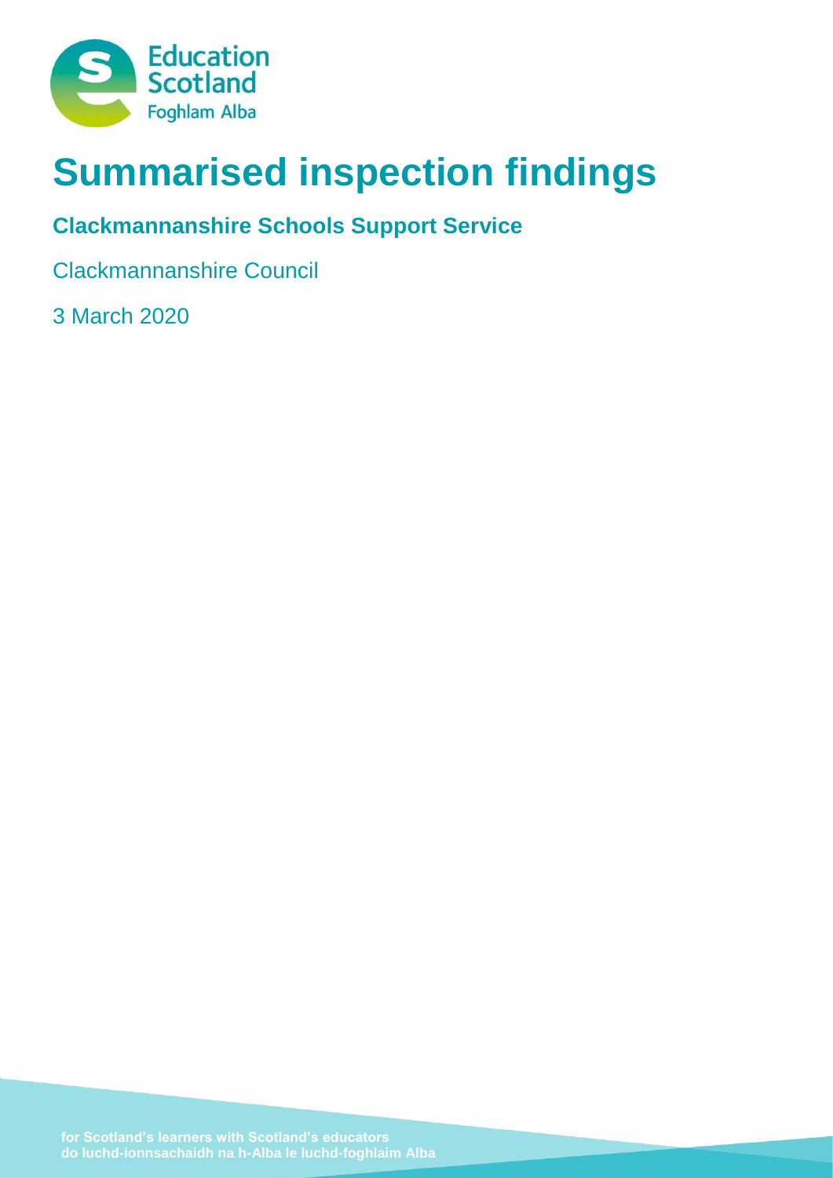Education Scotland
Foghlam Alba

# Summarised inspection findings

## Clackmannanshire Schools Support Service

Clackmannanshire Council

3 March 2020

for Scotland's learners with Scotland's educators
do luchd-ionnsachaidh na h-Alba le luchd-foghlaim Alba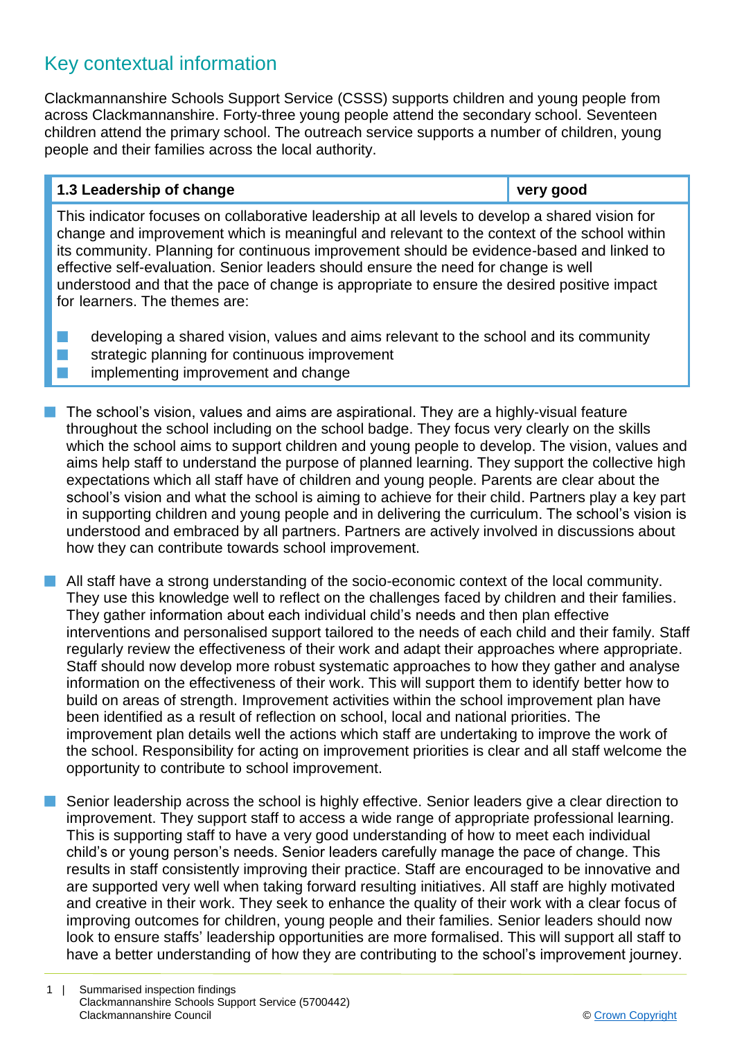## Key contextual information

Clackmannanshire Schools Support Service (CSSS) supports children and young people from across Clackmannanshire. Forty-three young people attend the secondary school. Seventeen children attend the primary school. The outreach service supports a number of children, young people and their families across the local authority.

| 1.3 Leadership of change | very good |
|---|---|
| This indicator focuses on collaborative leadership at all levels to develop a shared vision for change and improvement which is meaningful and relevant to the context of the school within its community. Planning for continuous improvement should be evidence-based and linked to effective self-evaluation. Senior leaders should ensure the need for change is well understood and that the pace of change is appropriate to ensure the desired positive impact for learners. The themes are: <br> - developing a shared vision, values and aims relevant to the school and its community <br> - strategic planning for continuous improvement <br> - implementing improvement and change | |

- The school's vision, values and aims are aspirational. They are a highly-visual feature throughout the school including on the school badge. They focus very clearly on the skills which the school aims to support children and young people to develop. The vision, values and aims help staff to understand the purpose of planned learning. They support the collective high expectations which all staff have of children and young people. Parents are clear about the school's vision and what the school is aiming to achieve for their child. Partners play a key part in supporting children and young people and in delivering the curriculum. The school's vision is understood and embraced by all partners. Partners are actively involved in discussions about how they can contribute towards school improvement.

- All staff have a strong understanding of the socio-economic context of the local community. They use this knowledge well to reflect on the challenges faced by children and their families. They gather information about each individual child's needs and then plan effective interventions and personalised support tailored to the needs of each child and their family. Staff regularly review the effectiveness of their work and adapt their approaches where appropriate. Staff should now develop more robust systematic approaches to how they gather and analyse information on the effectiveness of their work. This will support them to identify better how to build on areas of strength. Improvement activities within the school improvement plan have been identified as a result of reflection on school, local and national priorities. The improvement plan details well the actions which staff are undertaking to improve the work of the school. Responsibility for acting on improvement priorities is clear and all staff welcome the opportunity to contribute to school improvement.

- Senior leadership across the school is highly effective. Senior leaders give a clear direction to improvement. They support staff to access a wide range of appropriate professional learning. This is supporting staff to have a very good understanding of how to meet each individual child's or young person's needs. Senior leaders carefully manage the pace of change. This results in staff consistently improving their practice. Staff are encouraged to be innovative and are supported very well when taking forward resulting initiatives. All staff are highly motivated and creative in their work. They seek to enhance the quality of their work with a clear focus of improving outcomes for children, young people and their families. Senior leaders should now look to ensure staffs' leadership opportunities are more formalised. This will support all staff to have a better understanding of how they are contributing to the school's improvement journey.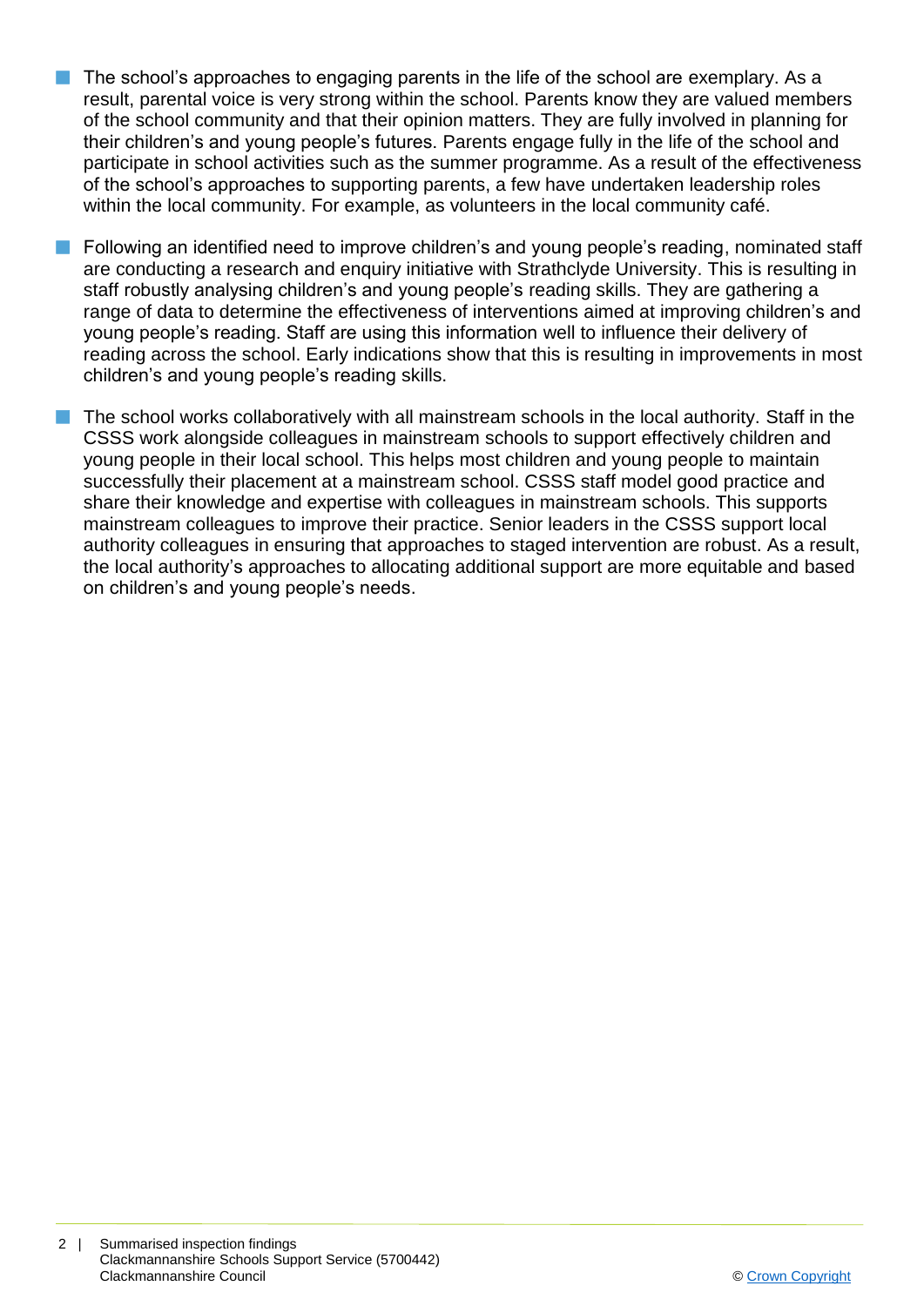- The school's approaches to engaging parents in the life of the school are exemplary. As a result, parental voice is very strong within the school. Parents know they are valued members of the school community and that their opinion matters. They are fully involved in planning for their children's and young people's futures. Parents engage fully in the life of the school and participate in school activities such as the summer programme. As a result of the effectiveness of the school's approaches to supporting parents, a few have undertaken leadership roles within the local community. For example, as volunteers in the local community café.

- Following an identified need to improve children's and young people's reading, nominated staff are conducting a research and enquiry initiative with Strathclyde University. This is resulting in staff robustly analysing children's and young people's reading skills. They are gathering a range of data to determine the effectiveness of interventions aimed at improving children's and young people's reading. Staff are using this information well to influence their delivery of reading across the school. Early indications show that this is resulting in improvements in most children's and young people's reading skills.

- The school works collaboratively with all mainstream schools in the local authority. Staff in the CSSS work alongside colleagues in mainstream schools to support effectively children and young people in their local school. This helps most children and young people to maintain successfully their placement at a mainstream school. CSSS staff model good practice and share their knowledge and expertise with colleagues in mainstream schools. This supports mainstream colleagues to improve their practice. Senior leaders in the CSSS support local authority colleagues in ensuring that approaches to staged intervention are robust. As a result, the local authority's approaches to allocating additional support are more equitable and based on children's and young people's needs.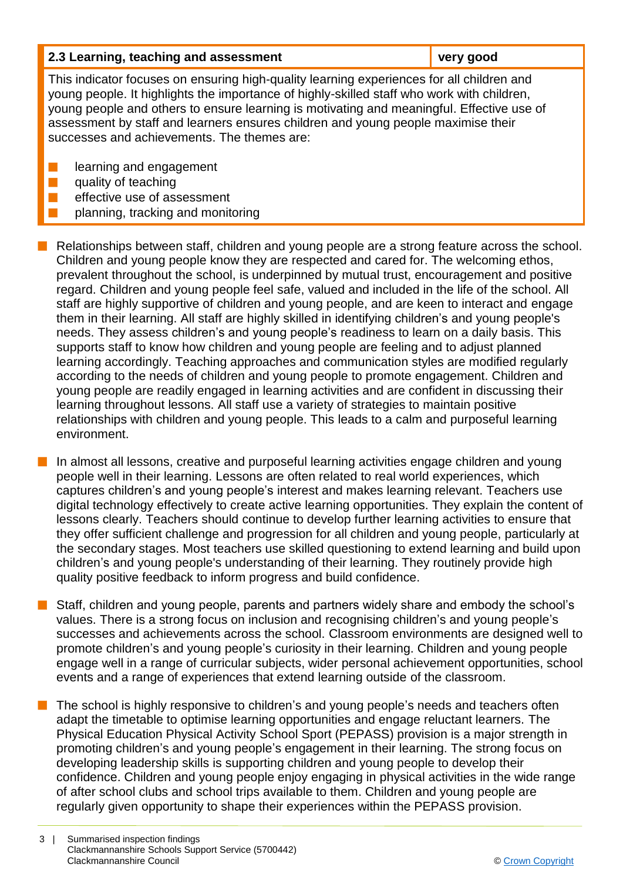| 2.3 Learning, teaching and assessment | very good |
|---|---|

This indicator focuses on ensuring high-quality learning experiences for all children and young people. It highlights the importance of highly-skilled staff who work with children, young people and others to ensure learning is motivating and meaningful. Effective use of assessment by staff and learners ensures children and young people maximise their successes and achievements. The themes are:

- learning and engagement
- quality of teaching
- effective use of assessment
- planning, tracking and monitoring

- Relationships between staff, children and young people are a strong feature across the school. Children and young people know they are respected and cared for. The welcoming ethos, prevalent throughout the school, is underpinned by mutual trust, encouragement and positive regard. Children and young people feel safe, valued and included in the life of the school. All staff are highly supportive of children and young people, and are keen to interact and engage them in their learning. All staff are highly skilled in identifying children's and young people's needs. They assess children's and young people's readiness to learn on a daily basis. This supports staff to know how children and young people are feeling and to adjust planned learning accordingly. Teaching approaches and communication styles are modified regularly according to the needs of children and young people to promote engagement. Children and young people are readily engaged in learning activities and are confident in discussing their learning throughout lessons. All staff use a variety of strategies to maintain positive relationships with children and young people. This leads to a calm and purposeful learning environment.

- In almost all lessons, creative and purposeful learning activities engage children and young people well in their learning. Lessons are often related to real world experiences, which captures children's and young people's interest and makes learning relevant. Teachers use digital technology effectively to create active learning opportunities. They explain the content of lessons clearly. Teachers should continue to develop further learning activities to ensure that they offer sufficient challenge and progression for all children and young people, particularly at the secondary stages. Most teachers use skilled questioning to extend learning and build upon children's and young people's understanding of their learning. They routinely provide high quality positive feedback to inform progress and build confidence.

- Staff, children and young people, parents and partners widely share and embody the school's values. There is a strong focus on inclusion and recognising children's and young people's successes and achievements across the school. Classroom environments are designed well to promote children's and young people's curiosity in their learning. Children and young people engage well in a range of curricular subjects, wider personal achievement opportunities, school events and a range of experiences that extend learning outside of the classroom.

- The school is highly responsive to children's and young people's needs and teachers often adapt the timetable to optimise learning opportunities and engage reluctant learners. The Physical Education Physical Activity School Sport (PEPASS) provision is a major strength in promoting children's and young people's engagement in their learning. The strong focus on developing leadership skills is supporting children and young people to develop their confidence. Children and young people enjoy engaging in physical activities in the wide range of after school clubs and school trips available to them. Children and young people are regularly given opportunity to shape their experiences within the PEPASS provision.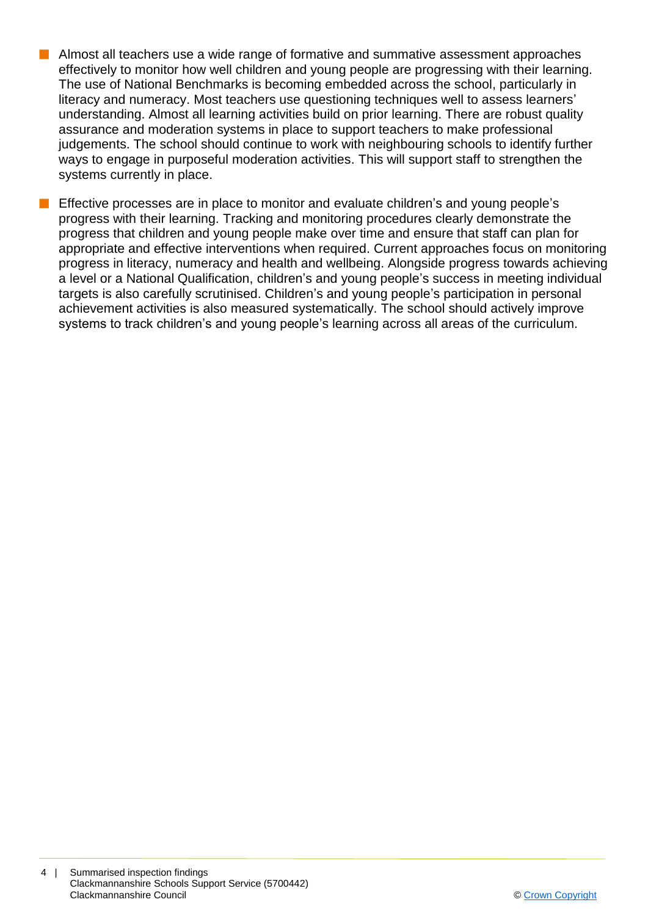- Almost all teachers use a wide range of formative and summative assessment approaches effectively to monitor how well children and young people are progressing with their learning. The use of National Benchmarks is becoming embedded across the school, particularly in literacy and numeracy. Most teachers use questioning techniques well to assess learners' understanding. Almost all learning activities build on prior learning. There are robust quality assurance and moderation systems in place to support teachers to make professional judgements. The school should continue to work with neighbouring schools to identify further ways to engage in purposeful moderation activities. This will support staff to strengthen the systems currently in place.
- Effective processes are in place to monitor and evaluate children's and young people's progress with their learning. Tracking and monitoring procedures clearly demonstrate the progress that children and young people make over time and ensure that staff can plan for appropriate and effective interventions when required. Current approaches focus on monitoring progress in literacy, numeracy and health and wellbeing. Alongside progress towards achieving a level or a National Qualification, children's and young people's success in meeting individual targets is also carefully scrutinised. Children's and young people's participation in personal achievement activities is also measured systematically. The school should actively improve systems to track children's and young people's learning across all areas of the curriculum.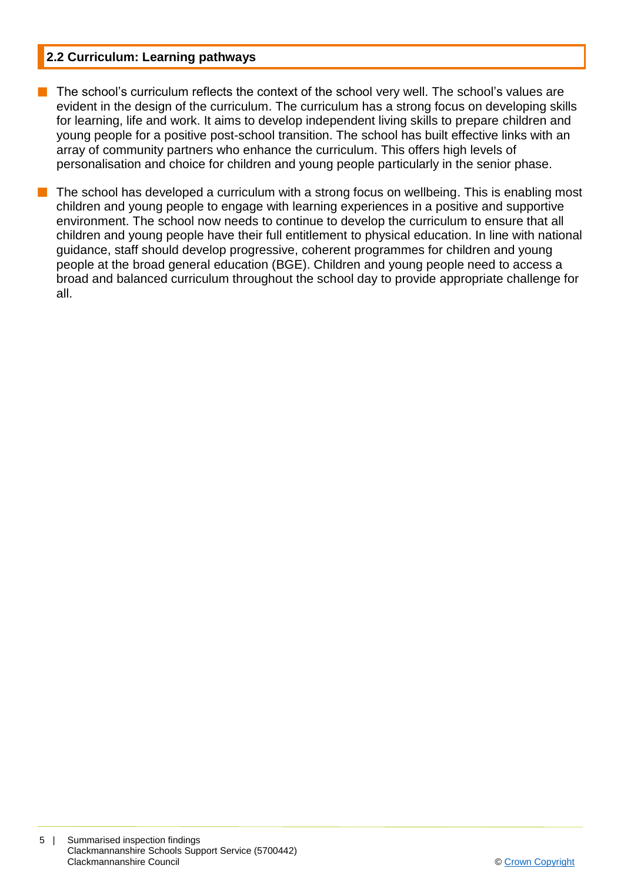## 2.2 Curriculum: Learning pathways

- The school's curriculum reflects the context of the school very well. The school's values are evident in the design of the curriculum. The curriculum has a strong focus on developing skills for learning, life and work. It aims to develop independent living skills to prepare children and young people for a positive post-school transition. The school has built effective links with an array of community partners who enhance the curriculum. This offers high levels of personalisation and choice for children and young people particularly in the senior phase.
- The school has developed a curriculum with a strong focus on wellbeing. This is enabling most children and young people to engage with learning experiences in a positive and supportive environment. The school now needs to continue to develop the curriculum to ensure that all children and young people have their full entitlement to physical education. In line with national guidance, staff should develop progressive, coherent programmes for children and young people at the broad general education (BGE). Children and young people need to access a broad and balanced curriculum throughout the school day to provide appropriate challenge for all.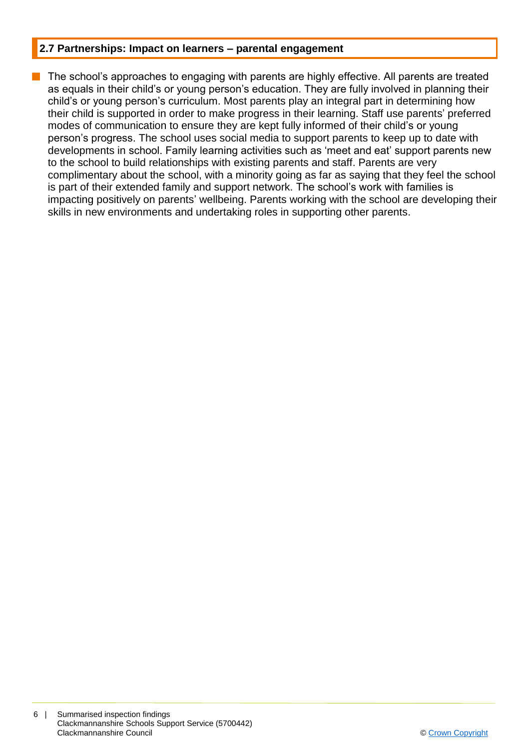## 2.7 Partnerships: Impact on learners – parental engagement

- The school's approaches to engaging with parents are highly effective. All parents are treated as equals in their child's or young person's education. They are fully involved in planning their child's or young person's curriculum. Most parents play an integral part in determining how their child is supported in order to make progress in their learning. Staff use parents' preferred modes of communication to ensure they are kept fully informed of their child's or young person's progress. The school uses social media to support parents to keep up to date with developments in school. Family learning activities such as 'meet and eat' support parents new to the school to build relationships with existing parents and staff. Parents are very complimentary about the school, with a minority going as far as saying that they feel the school is part of their extended family and support network. The school's work with families is impacting positively on parents' wellbeing. Parents working with the school are developing their skills in new environments and undertaking roles in supporting other parents.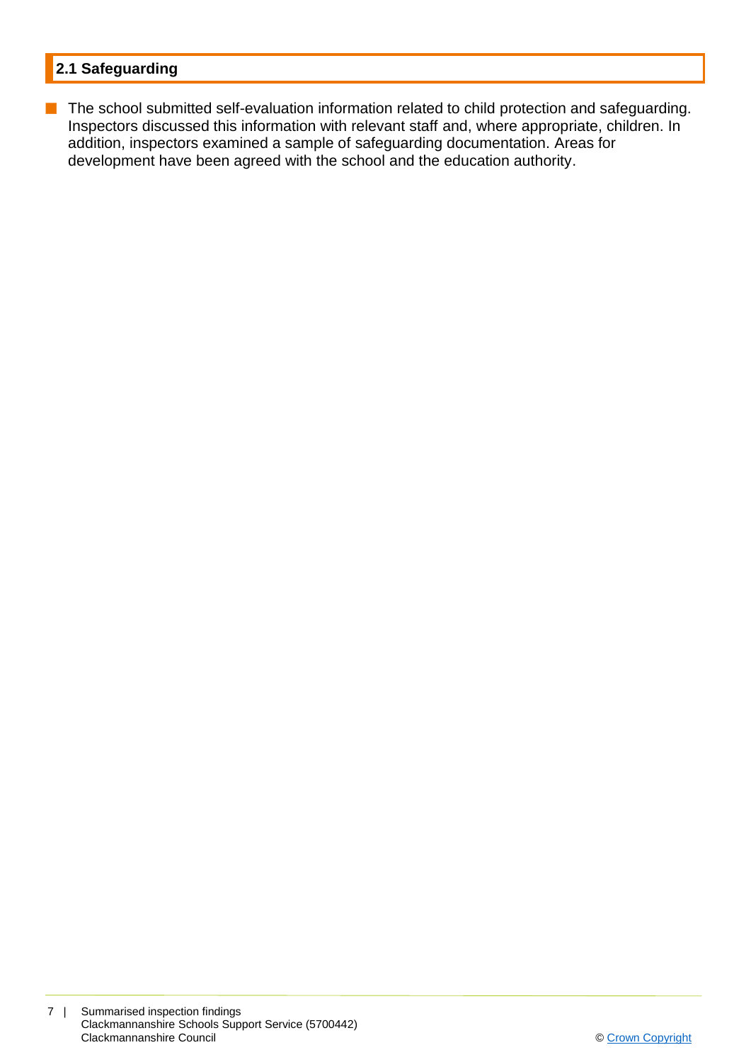## 2.1 Safeguarding

- The school submitted self-evaluation information related to child protection and safeguarding. Inspectors discussed this information with relevant staff and, where appropriate, children. In addition, inspectors examined a sample of safeguarding documentation. Areas for development have been agreed with the school and the education authority.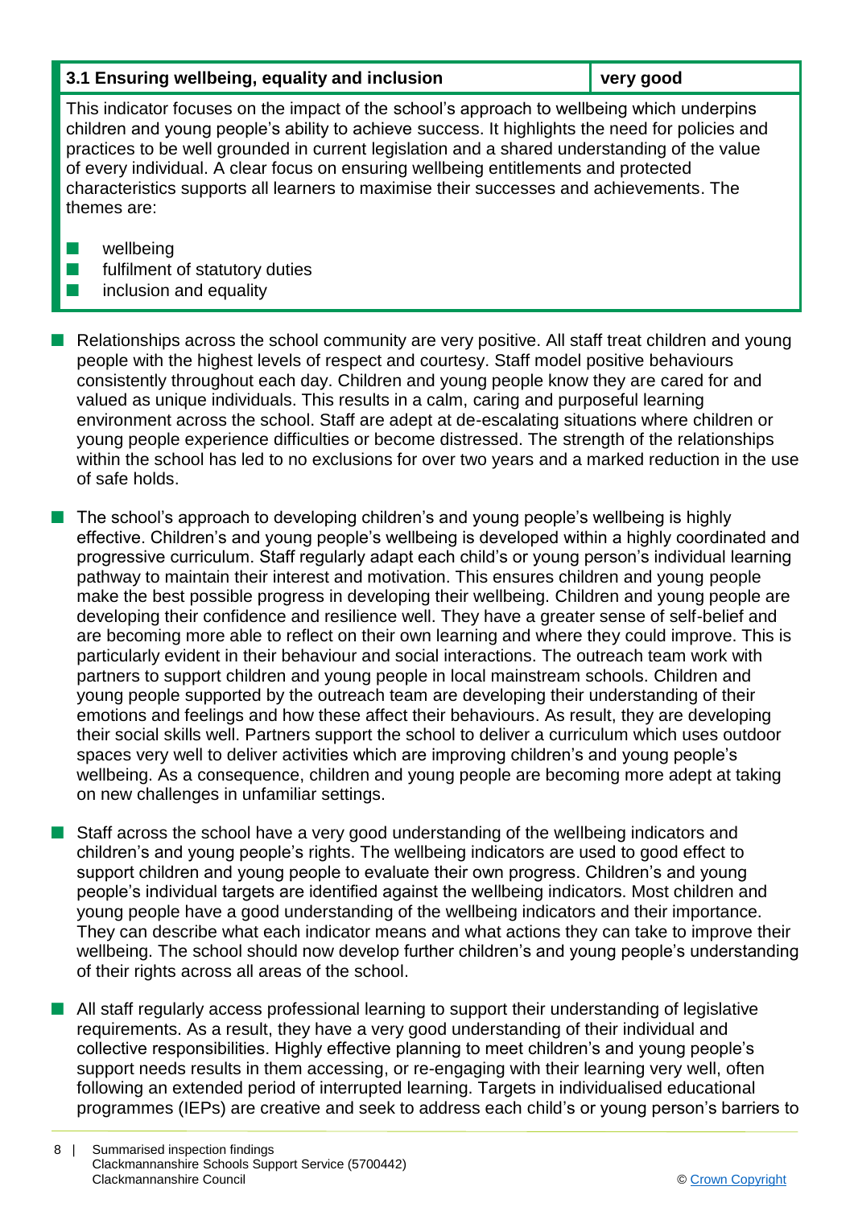| 3.1 Ensuring wellbeing, equality and inclusion | very good |
|---|---|

This indicator focuses on the impact of the school's approach to wellbeing which underpins children and young people's ability to achieve success. It highlights the need for policies and practices to be well grounded in current legislation and a shared understanding of the value of every individual. A clear focus on ensuring wellbeing entitlements and protected characteristics supports all learners to maximise their successes and achievements. The themes are:

- wellbeing
- fulfilment of statutory duties
- inclusion and equality

- Relationships across the school community are very positive. All staff treat children and young people with the highest levels of respect and courtesy. Staff model positive behaviours consistently throughout each day. Children and young people know they are cared for and valued as unique individuals. This results in a calm, caring and purposeful learning environment across the school. Staff are adept at de-escalating situations where children or young people experience difficulties or become distressed. The strength of the relationships within the school has led to no exclusions for over two years and a marked reduction in the use of safe holds.

- The school's approach to developing children's and young people's wellbeing is highly effective. Children's and young people's wellbeing is developed within a highly coordinated and progressive curriculum. Staff regularly adapt each child's or young person's individual learning pathway to maintain their interest and motivation. This ensures children and young people make the best possible progress in developing their wellbeing. Children and young people are developing their confidence and resilience well. They have a greater sense of self-belief and are becoming more able to reflect on their own learning and where they could improve. This is particularly evident in their behaviour and social interactions. The outreach team work with partners to support children and young people in local mainstream schools. Children and young people supported by the outreach team are developing their understanding of their emotions and feelings and how these affect their behaviours. As result, they are developing their social skills well. Partners support the school to deliver a curriculum which uses outdoor spaces very well to deliver activities which are improving children's and young people's wellbeing. As a consequence, children and young people are becoming more adept at taking on new challenges in unfamiliar settings.

- Staff across the school have a very good understanding of the wellbeing indicators and children's and young people's rights. The wellbeing indicators are used to good effect to support children and young people to evaluate their own progress. Children's and young people's individual targets are identified against the wellbeing indicators. Most children and young people have a good understanding of the wellbeing indicators and their importance. They can describe what each indicator means and what actions they can take to improve their wellbeing. The school should now develop further children's and young people's understanding of their rights across all areas of the school.

- All staff regularly access professional learning to support their understanding of legislative requirements. As a result, they have a very good understanding of their individual and collective responsibilities. Highly effective planning to meet children's and young people's support needs results in them accessing, or re-engaging with their learning very well, often following an extended period of interrupted learning. Targets in individualised educational programmes (IEPs) are creative and seek to address each child's or young person's barriers to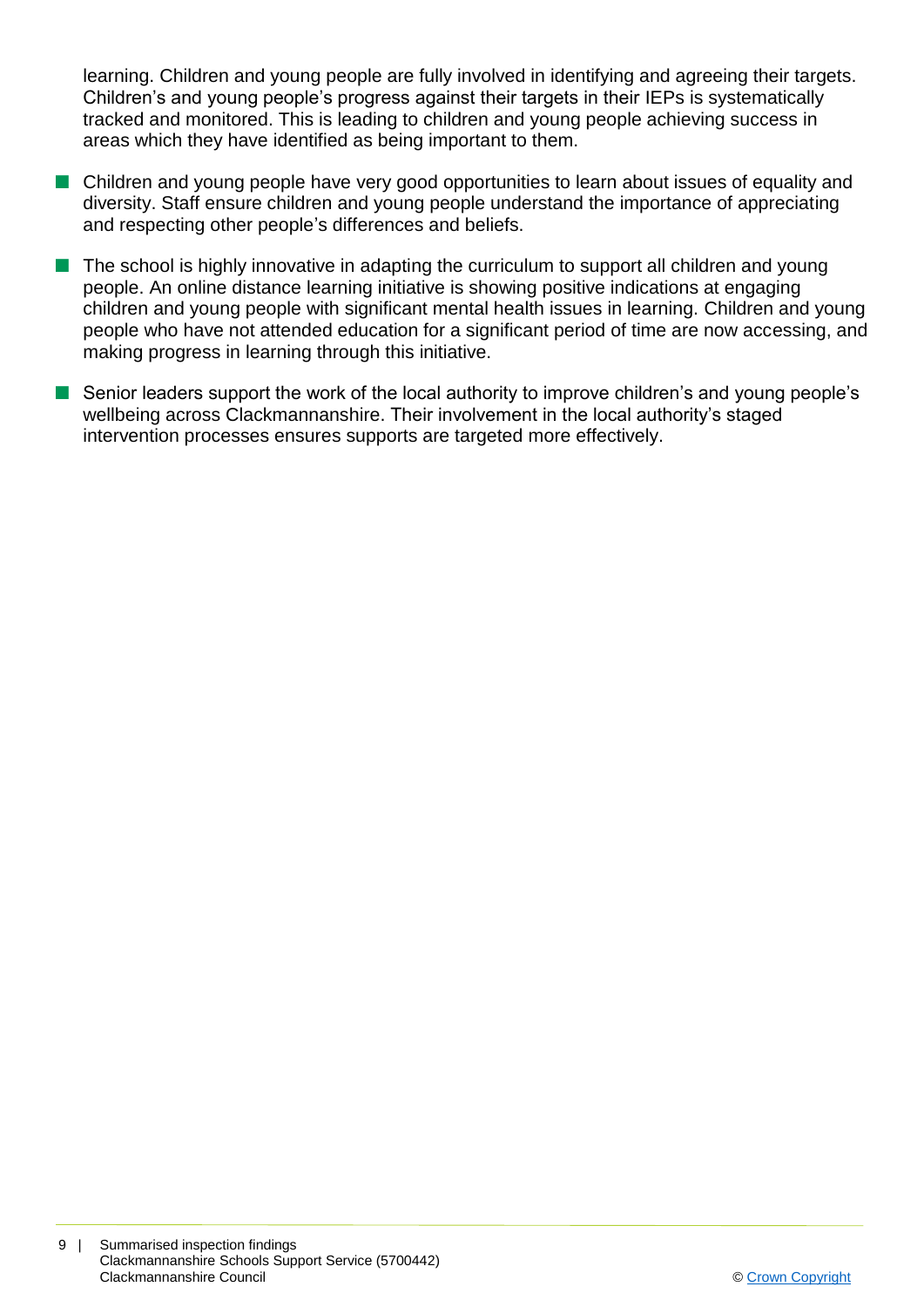learning. Children and young people are fully involved in identifying and agreeing their targets. Children's and young people's progress against their targets in their IEPs is systematically tracked and monitored. This is leading to children and young people achieving success in areas which they have identified as being important to them.

- Children and young people have very good opportunities to learn about issues of equality and diversity. Staff ensure children and young people understand the importance of appreciating and respecting other people's differences and beliefs.
- The school is highly innovative in adapting the curriculum to support all children and young people. An online distance learning initiative is showing positive indications at engaging children and young people with significant mental health issues in learning. Children and young people who have not attended education for a significant period of time are now accessing, and making progress in learning through this initiative.
- Senior leaders support the work of the local authority to improve children's and young people's wellbeing across Clackmannanshire. Their involvement in the local authority's staged intervention processes ensures supports are targeted more effectively.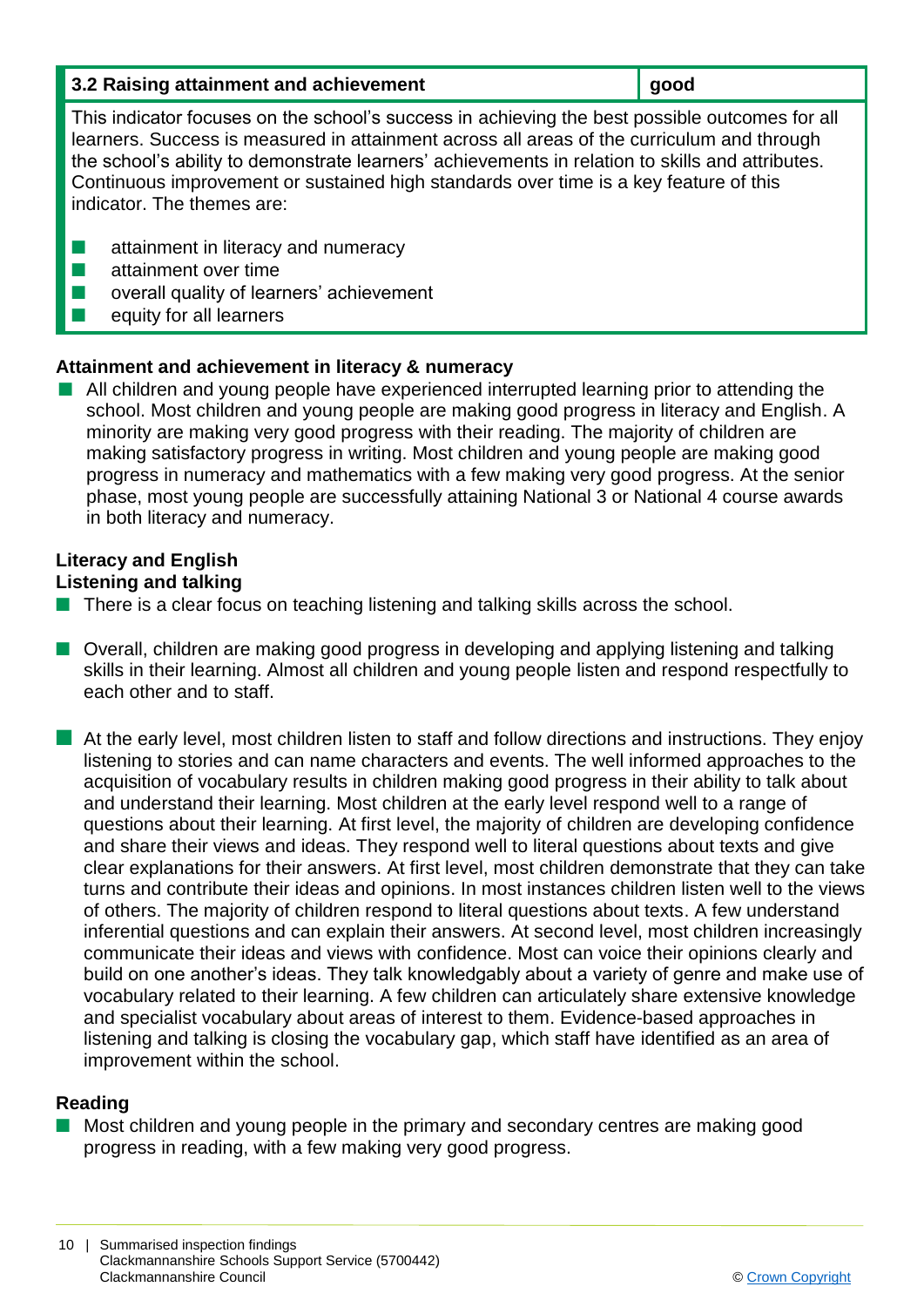| 3.2 Raising attainment and achievement | good |
|---|---|

This indicator focuses on the school's success in achieving the best possible outcomes for all learners. Success is measured in attainment across all areas of the curriculum and through the school's ability to demonstrate learners' achievements in relation to skills and attributes. Continuous improvement or sustained high standards over time is a key feature of this indicator. The themes are:

- attainment in literacy and numeracy
- attainment over time
- overall quality of learners' achievement
- equity for all learners

**Attainment and achievement in literacy & numeracy**

- All children and young people have experienced interrupted learning prior to attending the school. Most children and young people are making good progress in literacy and English. A minority are making very good progress with their reading. The majority of children are making satisfactory progress in writing. Most children and young people are making good progress in numeracy and mathematics with a few making very good progress. At the senior phase, most young people are successfully attaining National 3 or National 4 course awards in both literacy and numeracy.

**Literacy and English**

**Listening and talking**

- There is a clear focus on teaching listening and talking skills across the school.

- Overall, children are making good progress in developing and applying listening and talking skills in their learning. Almost all children and young people listen and respond respectfully to each other and to staff.

- At the early level, most children listen to staff and follow directions and instructions. They enjoy listening to stories and can name characters and events. The well informed approaches to the acquisition of vocabulary results in children making good progress in their ability to talk about and understand their learning. Most children at the early level respond well to a range of questions about their learning. At first level, the majority of children are developing confidence and share their views and ideas. They respond well to literal questions about texts and give clear explanations for their answers. At first level, most children demonstrate that they can take turns and contribute their ideas and opinions. In most instances children listen well to the views of others. The majority of children respond to literal questions about texts. A few understand inferential questions and can explain their answers. At second level, most children increasingly communicate their ideas and views with confidence. Most can voice their opinions clearly and build on one another's ideas. They talk knowledgably about a variety of genre and make use of vocabulary related to their learning. A few children can articulately share extensive knowledge and specialist vocabulary about areas of interest to them. Evidence-based approaches in listening and talking is closing the vocabulary gap, which staff have identified as an area of improvement within the school.

**Reading**

- Most children and young people in the primary and secondary centres are making good progress in reading, with a few making very good progress.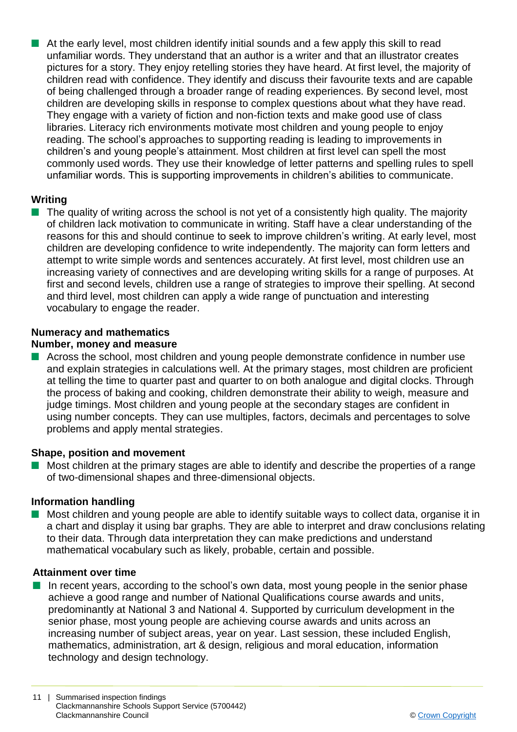- At the early level, most children identify initial sounds and a few apply this skill to read unfamiliar words. They understand that an author is a writer and that an illustrator creates pictures for a story. They enjoy retelling stories they have heard. At first level, the majority of children read with confidence. They identify and discuss their favourite texts and are capable of being challenged through a broader range of reading experiences. By second level, most children are developing skills in response to complex questions about what they have read. They engage with a variety of fiction and non-fiction texts and make good use of class libraries. Literacy rich environments motivate most children and young people to enjoy reading. The school's approaches to supporting reading is leading to improvements in children's and young people's attainment. Most children at first level can spell the most commonly used words. They use their knowledge of letter patterns and spelling rules to spell unfamiliar words. This is supporting improvements in children's abilities to communicate.

**Writing**

- The quality of writing across the school is not yet of a consistently high quality. The majority of children lack motivation to communicate in writing. Staff have a clear understanding of the reasons for this and should continue to seek to improve children's writing. At early level, most children are developing confidence to write independently. The majority can form letters and attempt to write simple words and sentences accurately. At first level, most children use an increasing variety of connectives and are developing writing skills for a range of purposes. At first and second levels, children use a range of strategies to improve their spelling. At second and third level, most children can apply a wide range of punctuation and interesting vocabulary to engage the reader.

**Numeracy and mathematics**

**Number, money and measure**

- Across the school, most children and young people demonstrate confidence in number use and explain strategies in calculations well. At the primary stages, most children are proficient at telling the time to quarter past and quarter to on both analogue and digital clocks. Through the process of baking and cooking, children demonstrate their ability to weigh, measure and judge timings. Most children and young people at the secondary stages are confident in using number concepts. They can use multiples, factors, decimals and percentages to solve problems and apply mental strategies.

**Shape, position and movement**

- Most children at the primary stages are able to identify and describe the properties of a range of two-dimensional shapes and three-dimensional objects.

**Information handling**

- Most children and young people are able to identify suitable ways to collect data, organise it in a chart and display it using bar graphs. They are able to interpret and draw conclusions relating to their data. Through data interpretation they can make predictions and understand mathematical vocabulary such as likely, probable, certain and possible.

**Attainment over time**

- In recent years, according to the school's own data, most young people in the senior phase achieve a good range and number of National Qualifications course awards and units, predominantly at National 3 and National 4. Supported by curriculum development in the senior phase, most young people are achieving course awards and units across an increasing number of subject areas, year on year. Last session, these included English, mathematics, administration, art & design, religious and moral education, information technology and design technology.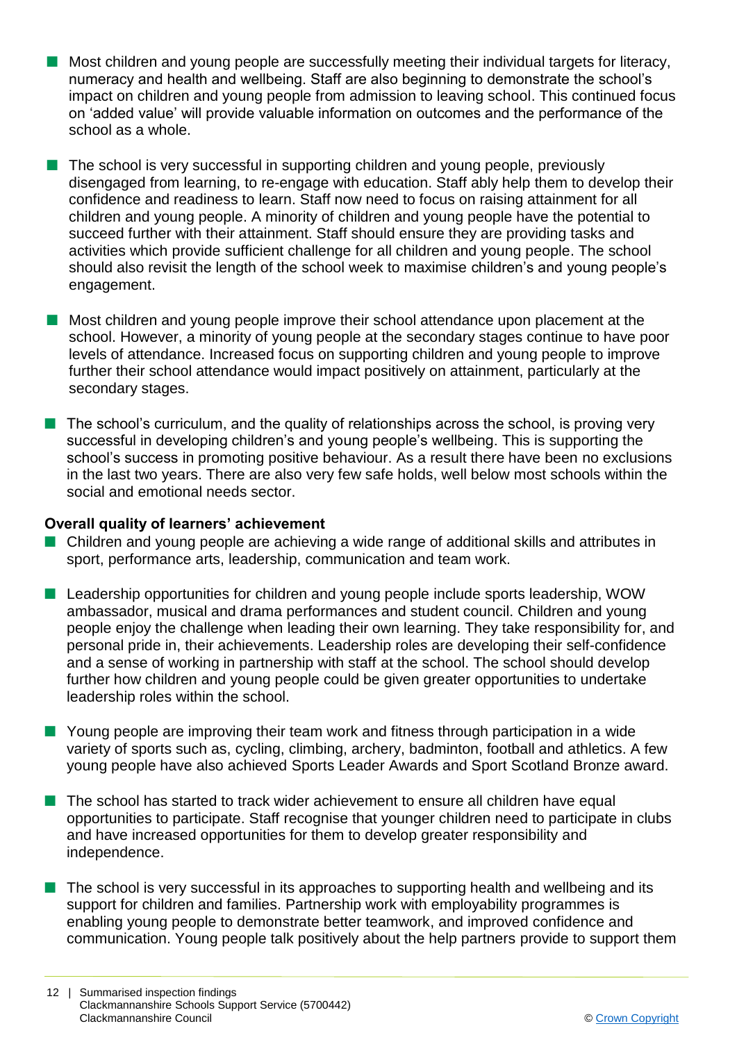- Most children and young people are successfully meeting their individual targets for literacy, numeracy and health and wellbeing. Staff are also beginning to demonstrate the school's impact on children and young people from admission to leaving school. This continued focus on 'added value' will provide valuable information on outcomes and the performance of the school as a whole.

- The school is very successful in supporting children and young people, previously disengaged from learning, to re-engage with education. Staff ably help them to develop their confidence and readiness to learn. Staff now need to focus on raising attainment for all children and young people. A minority of children and young people have the potential to succeed further with their attainment. Staff should ensure they are providing tasks and activities which provide sufficient challenge for all children and young people. The school should also revisit the length of the school week to maximise children's and young people's engagement.

- Most children and young people improve their school attendance upon placement at the school. However, a minority of young people at the secondary stages continue to have poor levels of attendance. Increased focus on supporting children and young people to improve further their school attendance would impact positively on attainment, particularly at the secondary stages.

- The school's curriculum, and the quality of relationships across the school, is proving very successful in developing children's and young people's wellbeing. This is supporting the school's success in promoting positive behaviour. As a result there have been no exclusions in the last two years. There are also very few safe holds, well below most schools within the social and emotional needs sector.

**Overall quality of learners' achievement**

- Children and young people are achieving a wide range of additional skills and attributes in sport, performance arts, leadership, communication and team work.

- Leadership opportunities for children and young people include sports leadership, WOW ambassador, musical and drama performances and student council. Children and young people enjoy the challenge when leading their own learning. They take responsibility for, and personal pride in, their achievements. Leadership roles are developing their self-confidence and a sense of working in partnership with staff at the school. The school should develop further how children and young people could be given greater opportunities to undertake leadership roles within the school.

- Young people are improving their team work and fitness through participation in a wide variety of sports such as, cycling, climbing, archery, badminton, football and athletics. A few young people have also achieved Sports Leader Awards and Sport Scotland Bronze award.

- The school has started to track wider achievement to ensure all children have equal opportunities to participate. Staff recognise that younger children need to participate in clubs and have increased opportunities for them to develop greater responsibility and independence.

- The school is very successful in its approaches to supporting health and wellbeing and its support for children and families. Partnership work with employability programmes is enabling young people to demonstrate better teamwork, and improved confidence and communication. Young people talk positively about the help partners provide to support them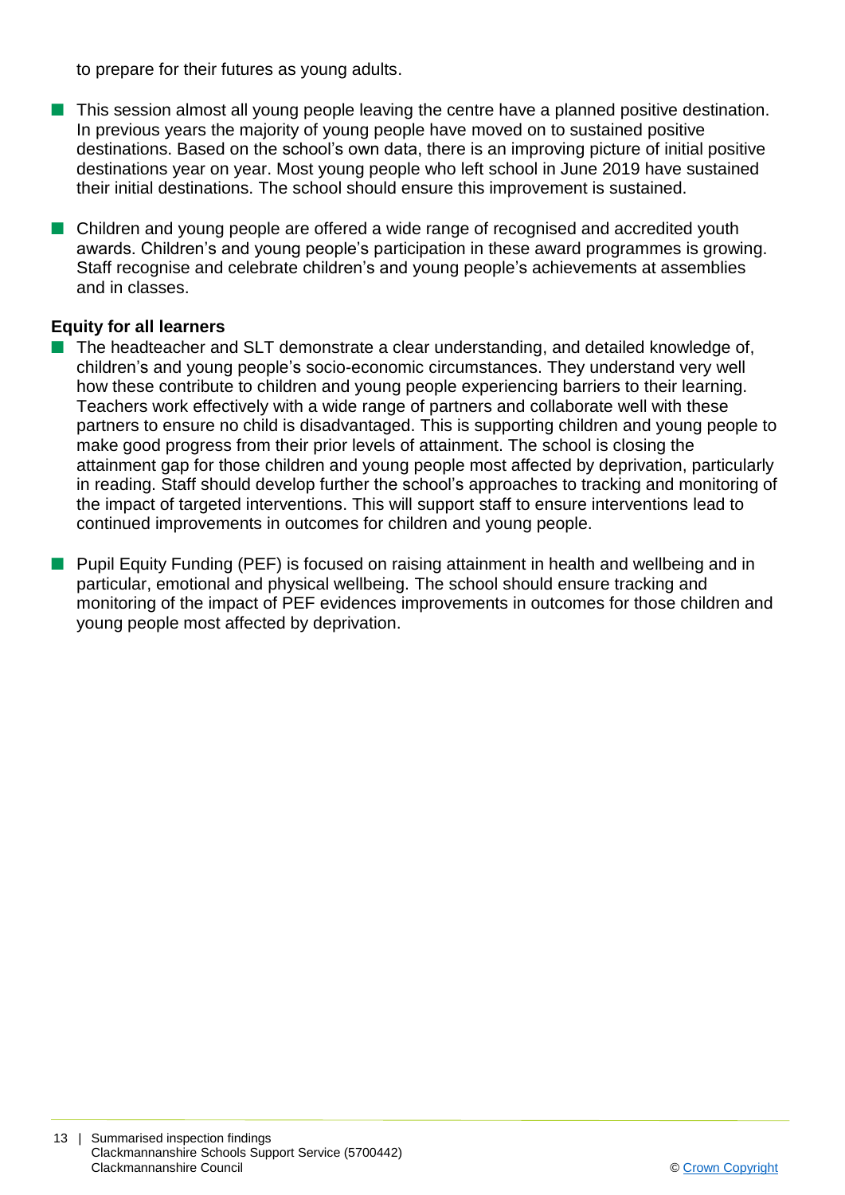to prepare for their futures as young adults.

- This session almost all young people leaving the centre have a planned positive destination. In previous years the majority of young people have moved on to sustained positive destinations. Based on the school's own data, there is an improving picture of initial positive destinations year on year. Most young people who left school in June 2019 have sustained their initial destinations. The school should ensure this improvement is sustained.

- Children and young people are offered a wide range of recognised and accredited youth awards. Children's and young people's participation in these award programmes is growing. Staff recognise and celebrate children's and young people's achievements at assemblies and in classes.

**Equity for all learners**

- The headteacher and SLT demonstrate a clear understanding, and detailed knowledge of, children's and young people's socio-economic circumstances. They understand very well how these contribute to children and young people experiencing barriers to their learning. Teachers work effectively with a wide range of partners and collaborate well with these partners to ensure no child is disadvantaged. This is supporting children and young people to make good progress from their prior levels of attainment. The school is closing the attainment gap for those children and young people most affected by deprivation, particularly in reading. Staff should develop further the school's approaches to tracking and monitoring of the impact of targeted interventions. This will support staff to ensure interventions lead to continued improvements in outcomes for children and young people.

- Pupil Equity Funding (PEF) is focused on raising attainment in health and wellbeing and in particular, emotional and physical wellbeing. The school should ensure tracking and monitoring of the impact of PEF evidences improvements in outcomes for those children and young people most affected by deprivation.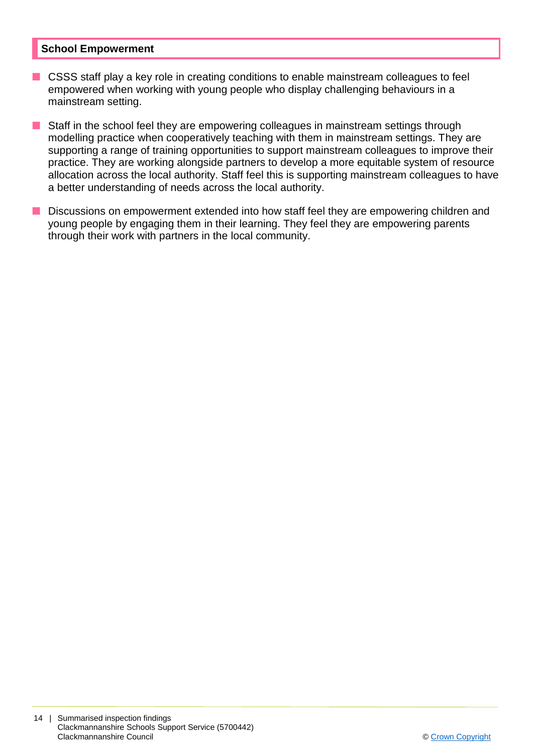## School Empowerment

- CSSS staff play a key role in creating conditions to enable mainstream colleagues to feel empowered when working with young people who display challenging behaviours in a mainstream setting.
- Staff in the school feel they are empowering colleagues in mainstream settings through modelling practice when cooperatively teaching with them in mainstream settings. They are supporting a range of training opportunities to support mainstream colleagues to improve their practice. They are working alongside partners to develop a more equitable system of resource allocation across the local authority. Staff feel this is supporting mainstream colleagues to have a better understanding of needs across the local authority.
- Discussions on empowerment extended into how staff feel they are empowering children and young people by engaging them in their learning. They feel they are empowering parents through their work with partners in the local community.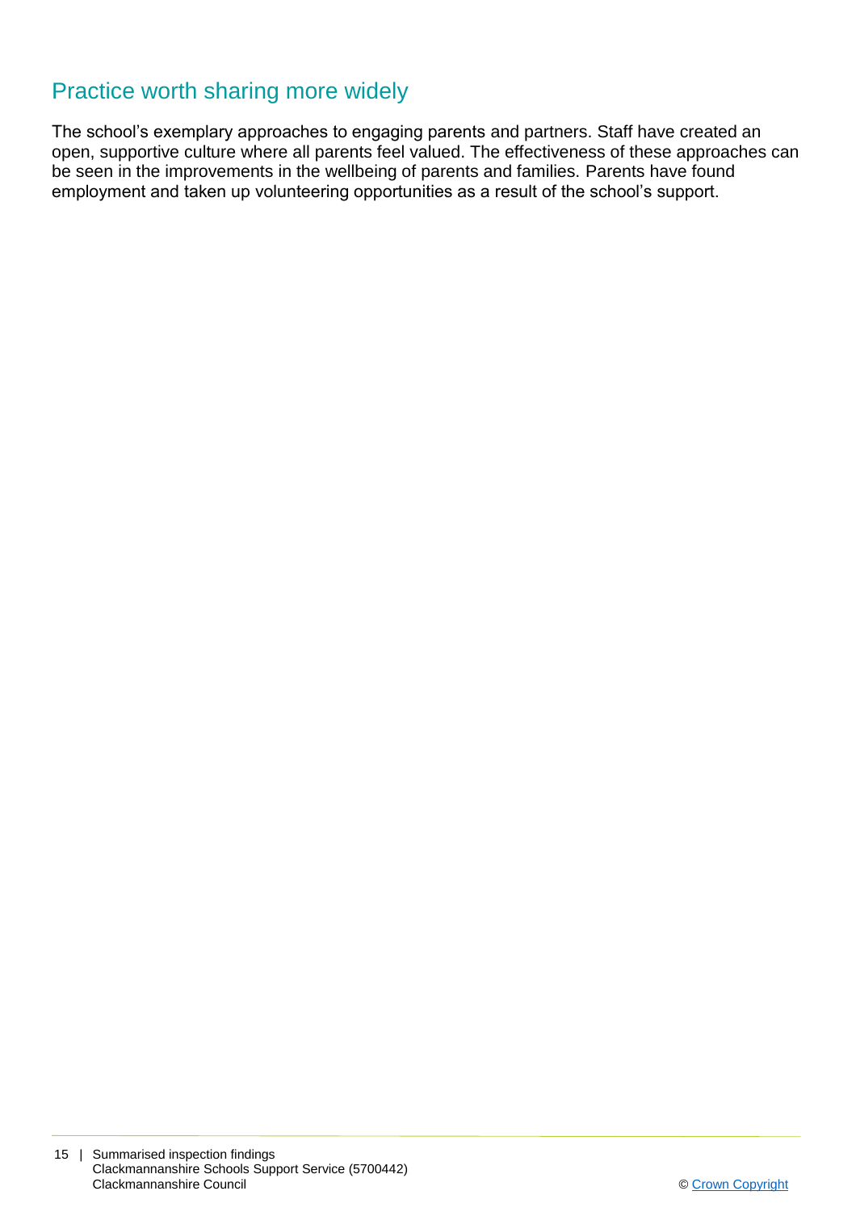## Practice worth sharing more widely

The school's exemplary approaches to engaging parents and partners. Staff have created an open, supportive culture where all parents feel valued. The effectiveness of these approaches can be seen in the improvements in the wellbeing of parents and families. Parents have found employment and taken up volunteering opportunities as a result of the school's support.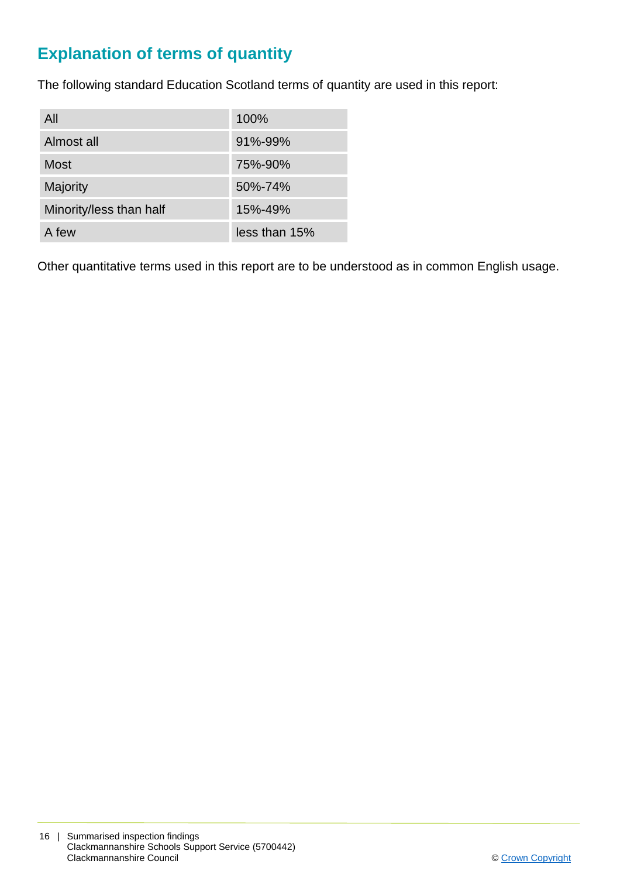## Explanation of terms of quantity

The following standard Education Scotland terms of quantity are used in this report:

| | |
|---|---|
| All | 100% |
| Almost all | 91%-99% |
| Most | 75%-90% |
| Majority | 50%-74% |
| Minority/less than half | 15%-49% |
| A few | less than 15% |

Other quantitative terms used in this report are to be understood as in common English usage.